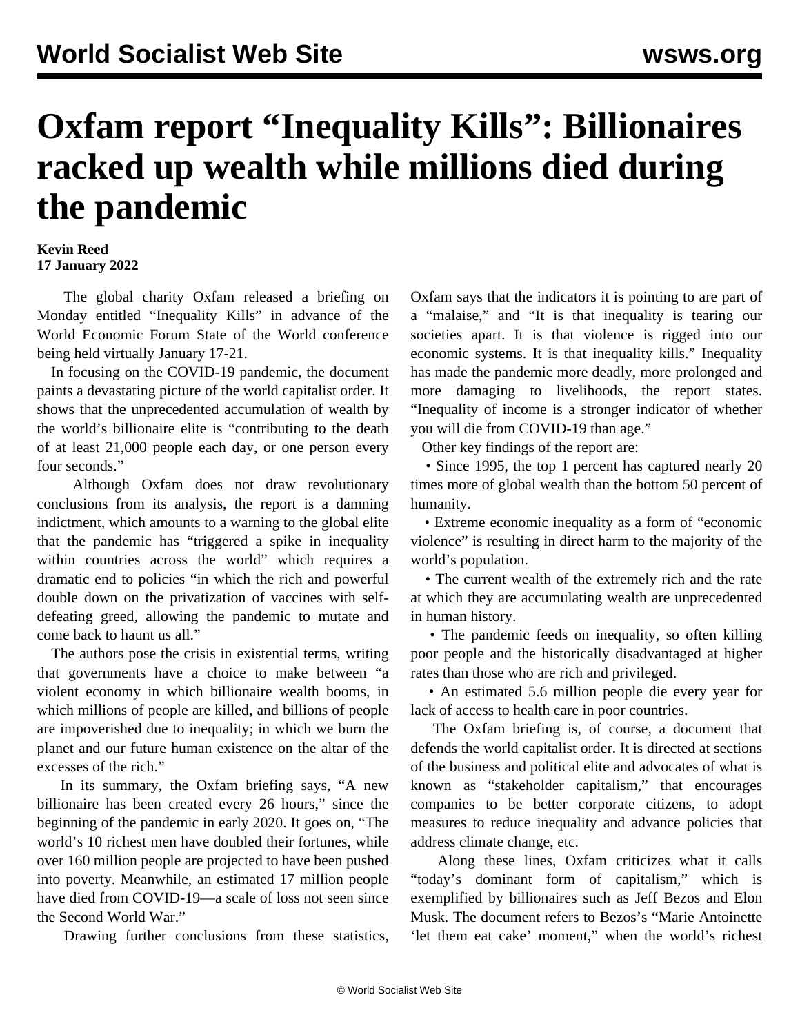# Oxfam report "Inequality Kills": Billionaires racked up wealth while millions died during the pandemic

**Kevin Reed**
**17 January 2022**

The global charity Oxfam released a briefing on Monday entitled "Inequality Kills" in advance of the World Economic Forum State of the World conference being held virtually January 17-21.

In focusing on the COVID-19 pandemic, the document paints a devastating picture of the world capitalist order. It shows that the unprecedented accumulation of wealth by the world's billionaire elite is "contributing to the death of at least 21,000 people each day, or one person every four seconds."

Although Oxfam does not draw revolutionary conclusions from its analysis, the report is a damning indictment, which amounts to a warning to the global elite that the pandemic has "triggered a spike in inequality within countries across the world" which requires a dramatic end to policies "in which the rich and powerful double down on the privatization of vaccines with self-defeating greed, allowing the pandemic to mutate and come back to haunt us all."

The authors pose the crisis in existential terms, writing that governments have a choice to make between "a violent economy in which billionaire wealth booms, in which millions of people are killed, and billions of people are impoverished due to inequality; in which we burn the planet and our future human existence on the altar of the excesses of the rich."

In its summary, the Oxfam briefing says, "A new billionaire has been created every 26 hours," since the beginning of the pandemic in early 2020. It goes on, "The world's 10 richest men have doubled their fortunes, while over 160 million people are projected to have been pushed into poverty. Meanwhile, an estimated 17 million people have died from COVID-19—a scale of loss not seen since the Second World War."

Drawing further conclusions from these statistics, Oxfam says that the indicators it is pointing to are part of a "malaise," and "It is that inequality is tearing our societies apart. It is that violence is rigged into our economic systems. It is that inequality kills." Inequality has made the pandemic more deadly, more prolonged and more damaging to livelihoods, the report states. "Inequality of income is a stronger indicator of whether you will die from COVID-19 than age."

Other key findings of the report are:

- Since 1995, the top 1 percent has captured nearly 20 times more of global wealth than the bottom 50 percent of humanity.
- Extreme economic inequality as a form of "economic violence" is resulting in direct harm to the majority of the world's population.
- The current wealth of the extremely rich and the rate at which they are accumulating wealth are unprecedented in human history.
- The pandemic feeds on inequality, so often killing poor people and the historically disadvantaged at higher rates than those who are rich and privileged.
- An estimated 5.6 million people die every year for lack of access to health care in poor countries.

The Oxfam briefing is, of course, a document that defends the world capitalist order. It is directed at sections of the business and political elite and advocates of what is known as "stakeholder capitalism," that encourages companies to be better corporate citizens, to adopt measures to reduce inequality and advance policies that address climate change, etc.

Along these lines, Oxfam criticizes what it calls "today's dominant form of capitalism," which is exemplified by billionaires such as Jeff Bezos and Elon Musk. The document refers to Bezos's "Marie Antoinette 'let them eat cake' moment," when the world's richest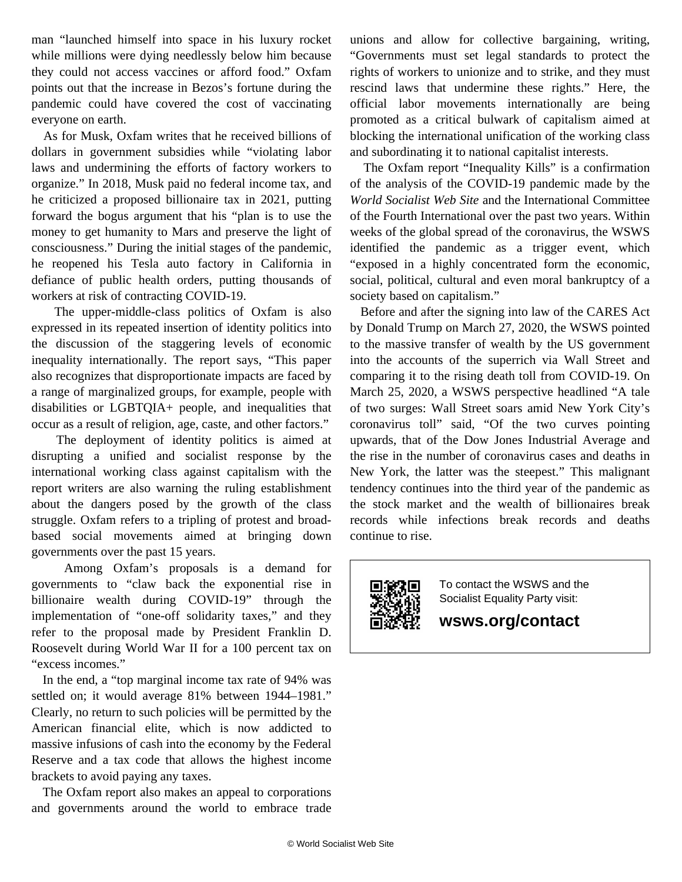man "launched himself into space in his luxury rocket while millions were dying needlessly below him because they could not access vaccines or afford food." Oxfam points out that the increase in Bezos's fortune during the pandemic could have covered the cost of vaccinating everyone on earth.

As for Musk, Oxfam writes that he received billions of dollars in government subsidies while "violating labor laws and undermining the efforts of factory workers to organize." In 2018, Musk paid no federal income tax, and he criticized a proposed billionaire tax in 2021, putting forward the bogus argument that his "plan is to use the money to get humanity to Mars and preserve the light of consciousness." During the initial stages of the pandemic, he reopened his Tesla auto factory in California in defiance of public health orders, putting thousands of workers at risk of contracting COVID-19.

The upper-middle-class politics of Oxfam is also expressed in its repeated insertion of identity politics into the discussion of the staggering levels of economic inequality internationally. The report says, "This paper also recognizes that disproportionate impacts are faced by a range of marginalized groups, for example, people with disabilities or LGBTQIA+ people, and inequalities that occur as a result of religion, age, caste, and other factors."

The deployment of identity politics is aimed at disrupting a unified and socialist response by the international working class against capitalism with the report writers are also warning the ruling establishment about the dangers posed by the growth of the class struggle. Oxfam refers to a tripling of protest and broad-based social movements aimed at bringing down governments over the past 15 years.

Among Oxfam's proposals is a demand for governments to "claw back the exponential rise in billionaire wealth during COVID-19" through the implementation of "one-off solidarity taxes," and they refer to the proposal made by President Franklin D. Roosevelt during World War II for a 100 percent tax on "excess incomes."

In the end, a "top marginal income tax rate of 94% was settled on; it would average 81% between 1944–1981." Clearly, no return to such policies will be permitted by the American financial elite, which is now addicted to massive infusions of cash into the economy by the Federal Reserve and a tax code that allows the highest income brackets to avoid paying any taxes.

The Oxfam report also makes an appeal to corporations and governments around the world to embrace trade unions and allow for collective bargaining, writing, "Governments must set legal standards to protect the rights of workers to unionize and to strike, and they must rescind laws that undermine these rights." Here, the official labor movements internationally are being promoted as a critical bulwark of capitalism aimed at blocking the international unification of the working class and subordinating it to national capitalist interests.

The Oxfam report "Inequality Kills" is a confirmation of the analysis of the COVID-19 pandemic made by the *World Socialist Web Site* and the International Committee of the Fourth International over the past two years. Within weeks of the global spread of the coronavirus, the WSWS identified the pandemic as a trigger event, which "exposed in a highly concentrated form the economic, social, political, cultural and even moral bankruptcy of a society based on capitalism."

Before and after the signing into law of the CARES Act by Donald Trump on March 27, 2020, the WSWS pointed to the massive transfer of wealth by the US government into the accounts of the superrich via Wall Street and comparing it to the rising death toll from COVID-19. On March 25, 2020, a WSWS perspective headlined "A tale of two surges: Wall Street soars amid New York City's coronavirus toll" said, "Of the two curves pointing upwards, that of the Dow Jones Industrial Average and the rise in the number of coronavirus cases and deaths in New York, the latter was the steepest." This malignant tendency continues into the third year of the pandemic as the stock market and the wealth of billionaires break records while infections break records and deaths continue to rise.

To contact the WSWS and the Socialist Equality Party visit:

**wsws.org/contact**